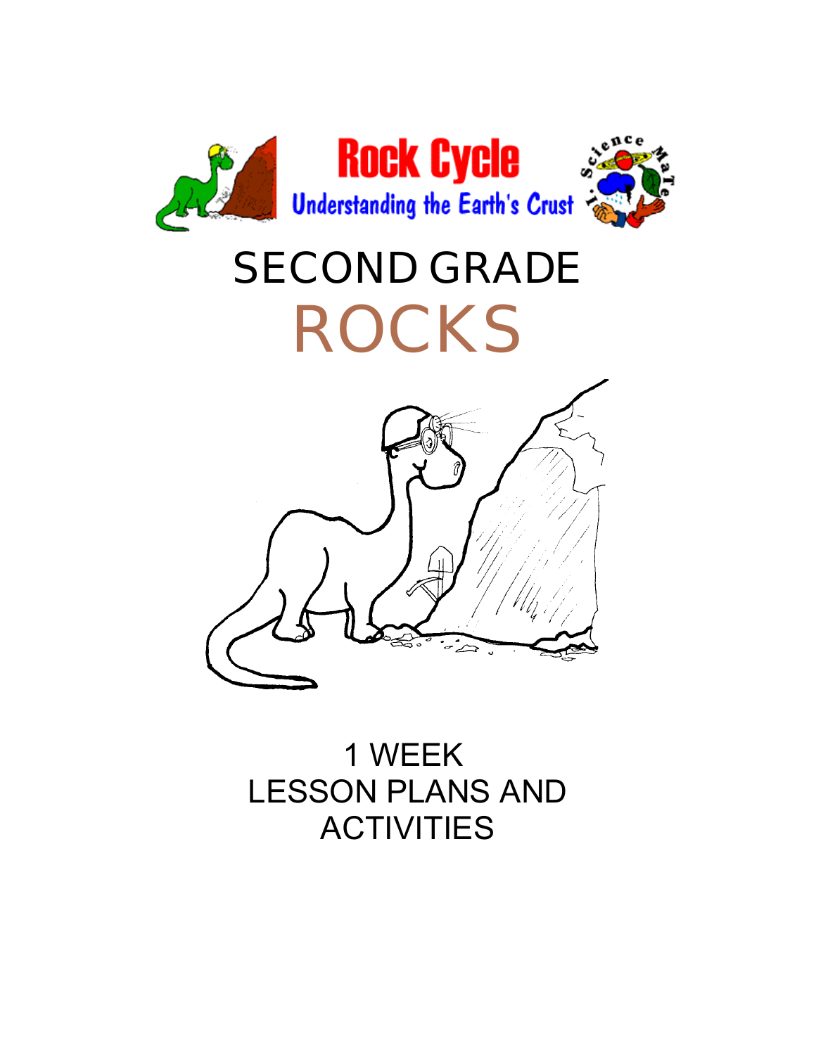# Rock Cycle

## Understanding the Earth's Crust

# SECOND GRADE

# ROCKS

1 WEEK
LESSON PLANS AND
ACTIVITIES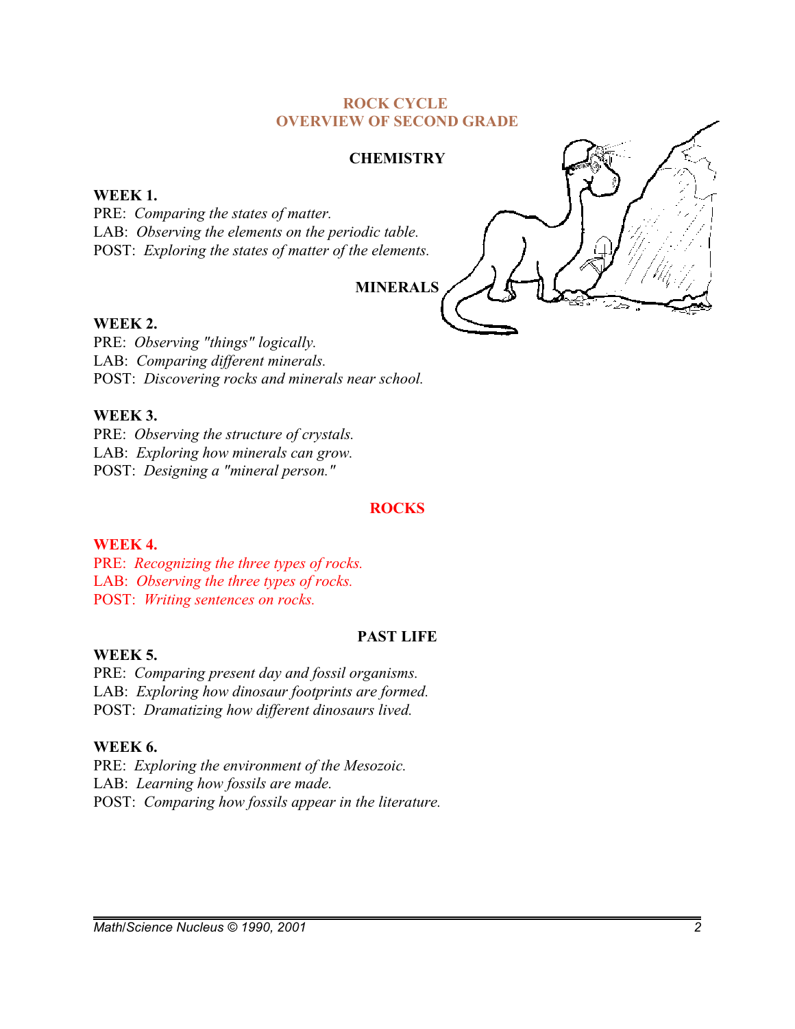# ROCK CYCLE
# OVERVIEW OF SECOND GRADE

## CHEMISTRY

**WEEK 1.**
PRE: *Comparing the states of matter.*
LAB: *Observing the elements on the periodic table.*
POST: *Exploring the states of matter of the elements.*

## MINERALS

**WEEK 2.**
PRE: *Observing "things" logically.*
LAB: *Comparing different minerals.*
POST: *Discovering rocks and minerals near school.*

**WEEK 3.**
PRE: *Observing the structure of crystals.*
LAB: *Exploring how minerals can grow.*
POST: *Designing a "mineral person."*

## ROCKS

**WEEK 4.**
PRE: *Recognizing the three types of rocks.*
LAB: *Observing the three types of rocks.*
POST: *Writing sentences on rocks.*

## PAST LIFE

**WEEK 5.**
PRE: *Comparing present day and fossil organisms.*
LAB: *Exploring how dinosaur footprints are formed.*
POST: *Dramatizing how different dinosaurs lived.*

**WEEK 6.**
PRE: *Exploring the environment of the Mesozoic.*
LAB: *Learning how fossils are made.*
POST: *Comparing how fossils appear in the literature.*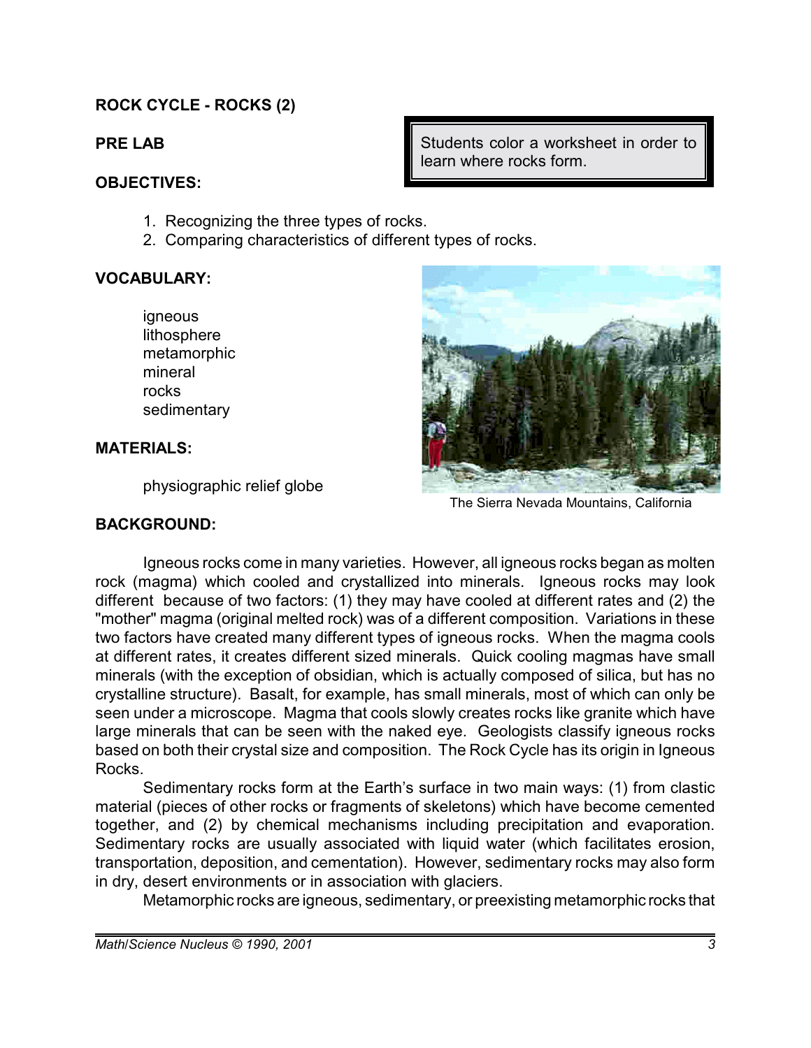**ROCK CYCLE - ROCKS (2)**

**PRE LAB**

> Students color a worksheet in order to learn where rocks form.

**OBJECTIVES:**

1. Recognizing the three types of rocks.
2. Comparing characteristics of different types of rocks.

**VOCABULARY:**

igneous
lithosphere
metamorphic
mineral
rocks
sedimentary

**MATERIALS:**

physiographic relief globe

The Sierra Nevada Mountains, California

**BACKGROUND:**

Igneous rocks come in many varieties. However, all igneous rocks began as molten rock (magma) which cooled and crystallized into minerals. Igneous rocks may look different because of two factors: (1) they may have cooled at different rates and (2) the "mother" magma (original melted rock) was of a different composition. Variations in these two factors have created many different types of igneous rocks. When the magma cools at different rates, it creates different sized minerals. Quick cooling magmas have small minerals (with the exception of obsidian, which is actually composed of silica, but has no crystalline structure). Basalt, for example, has small minerals, most of which can only be seen under a microscope. Magma that cools slowly creates rocks like granite which have large minerals that can be seen with the naked eye. Geologists classify igneous rocks based on both their crystal size and composition. The Rock Cycle has its origin in Igneous Rocks.

Sedimentary rocks form at the Earth's surface in two main ways: (1) from clastic material (pieces of other rocks or fragments of skeletons) which have become cemented together, and (2) by chemical mechanisms including precipitation and evaporation. Sedimentary rocks are usually associated with liquid water (which facilitates erosion, transportation, deposition, and cementation). However, sedimentary rocks may also form in dry, desert environments or in association with glaciers.

Metamorphic rocks are igneous, sedimentary, or preexisting metamorphic rocks that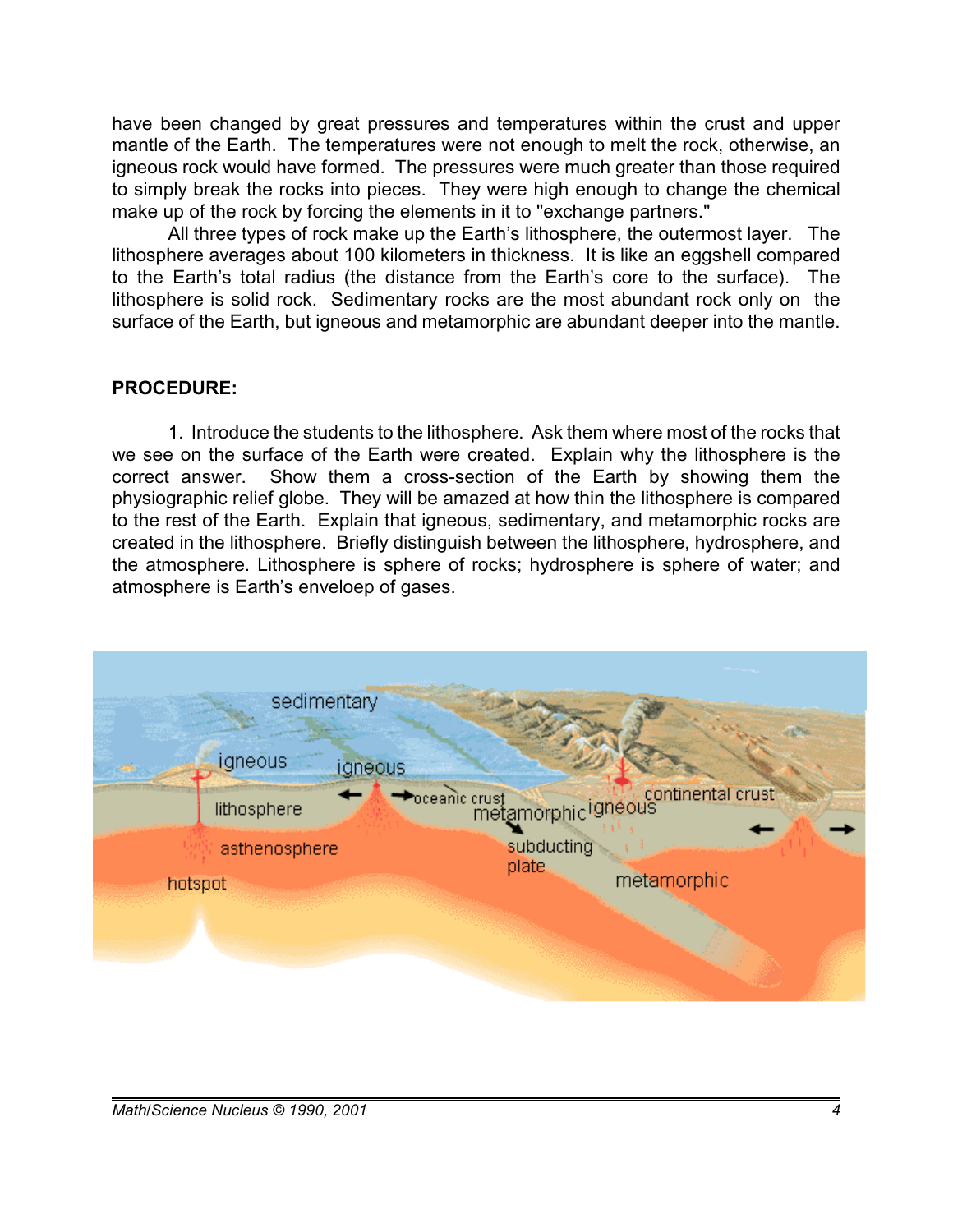have been changed by great pressures and temperatures within the crust and upper mantle of the Earth. The temperatures were not enough to melt the rock, otherwise, an igneous rock would have formed. The pressures were much greater than those required to simply break the rocks into pieces. They were high enough to change the chemical make up of the rock by forcing the elements in it to "exchange partners."

All three types of rock make up the Earth's lithosphere, the outermost layer. The lithosphere averages about 100 kilometers in thickness. It is like an eggshell compared to the Earth's total radius (the distance from the Earth's core to the surface). The lithosphere is solid rock. Sedimentary rocks are the most abundant rock only on the surface of the Earth, but igneous and metamorphic are abundant deeper into the mantle.

**PROCEDURE:**

1. Introduce the students to the lithosphere. Ask them where most of the rocks that we see on the surface of the Earth were created. Explain why the lithosphere is the correct answer. Show them a cross-section of the Earth by showing them the physiographic relief globe. They will be amazed at how thin the lithosphere is compared to the rest of the Earth. Explain that igneous, sedimentary, and metamorphic rocks are created in the lithosphere. Briefly distinguish between the lithosphere, hydrosphere, and the atmosphere. Lithosphere is sphere of rocks; hydrosphere is sphere of water; and atmosphere is Earth's enveloep of gases.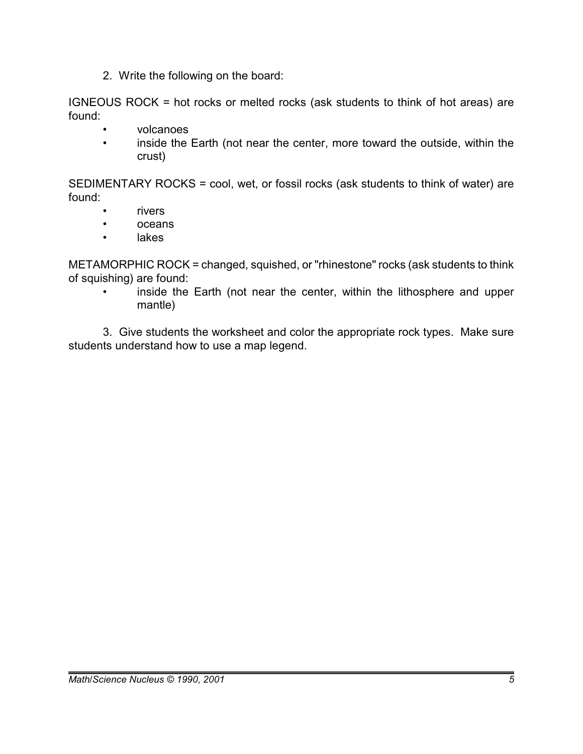2. Write the following on the board:

IGNEOUS ROCK = hot rocks or melted rocks (ask students to think of hot areas) are found:

- volcanoes
- inside the Earth (not near the center, more toward the outside, within the crust)

SEDIMENTARY ROCKS = cool, wet, or fossil rocks (ask students to think of water) are found:

- rivers
- oceans
- lakes

METAMORPHIC ROCK = changed, squished, or "rhinestone" rocks (ask students to think of squishing) are found:

- inside the Earth (not near the center, within the lithosphere and upper mantle)

3. Give students the worksheet and color the appropriate rock types. Make sure students understand how to use a map legend.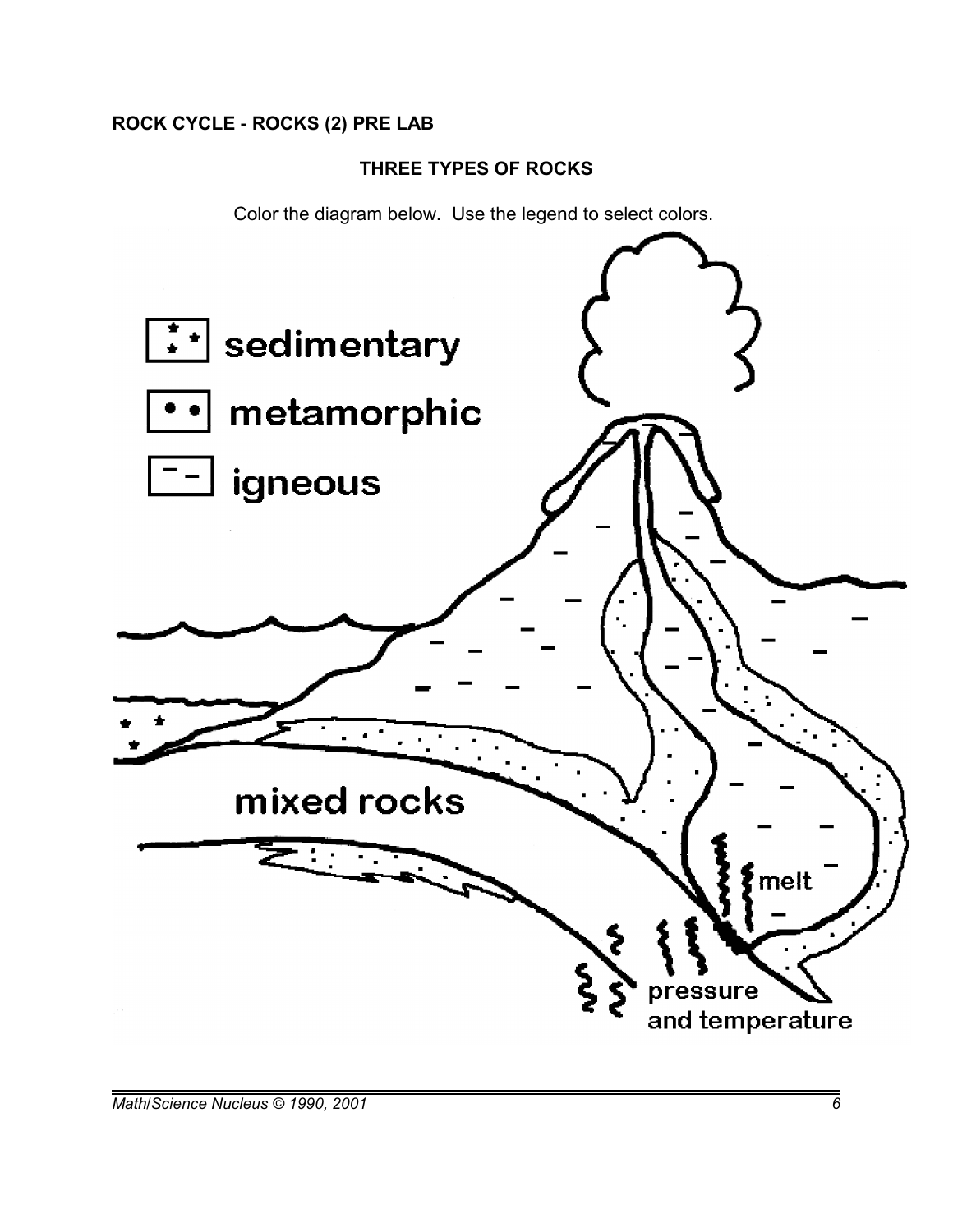**ROCK CYCLE - ROCKS (2) PRE LAB**

## THREE TYPES OF ROCKS

Color the diagram below. Use the legend to select colors.

sedimentary

metamorphic

igneous

mixed rocks

melt

pressure and temperature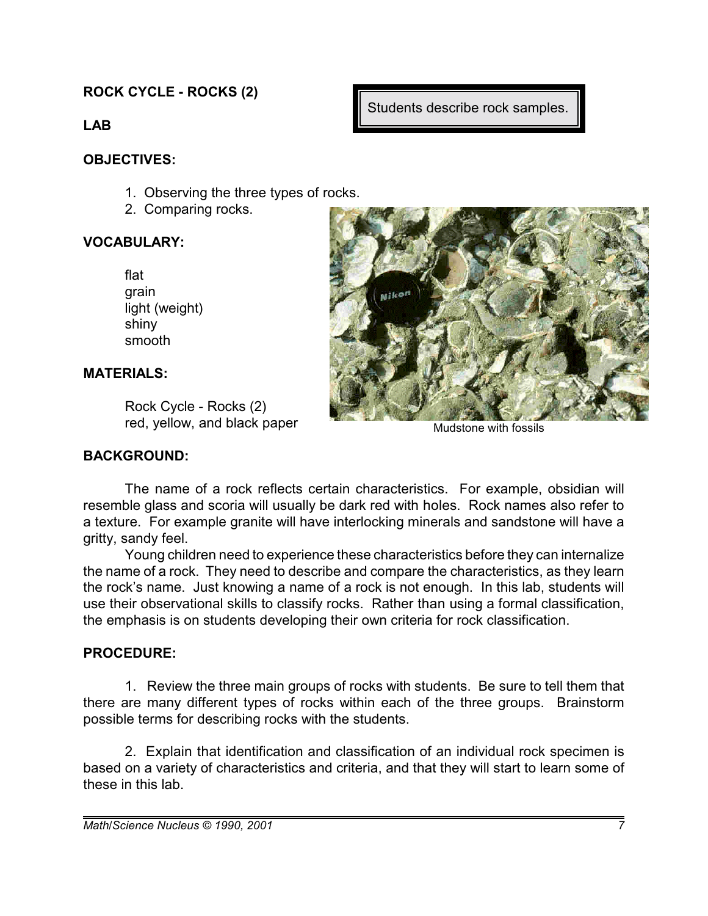**ROCK CYCLE - ROCKS (2)**

**LAB**

Students describe rock samples.

**OBJECTIVES:**

1. Observing the three types of rocks.
2. Comparing rocks.

**VOCABULARY:**

flat
grain
light (weight)
shiny
smooth

**MATERIALS:**

Rock Cycle - Rocks (2)
red, yellow, and black paper

Mudstone with fossils

**BACKGROUND:**

The name of a rock reflects certain characteristics. For example, obsidian will resemble glass and scoria will usually be dark red with holes. Rock names also refer to a texture. For example granite will have interlocking minerals and sandstone will have a gritty, sandy feel.

Young children need to experience these characteristics before they can internalize the name of a rock. They need to describe and compare the characteristics, as they learn the rock's name. Just knowing a name of a rock is not enough. In this lab, students will use their observational skills to classify rocks. Rather than using a formal classification, the emphasis is on students developing their own criteria for rock classification.

**PROCEDURE:**

1. Review the three main groups of rocks with students. Be sure to tell them that there are many different types of rocks within each of the three groups. Brainstorm possible terms for describing rocks with the students.

2. Explain that identification and classification of an individual rock specimen is based on a variety of characteristics and criteria, and that they will start to learn some of these in this lab.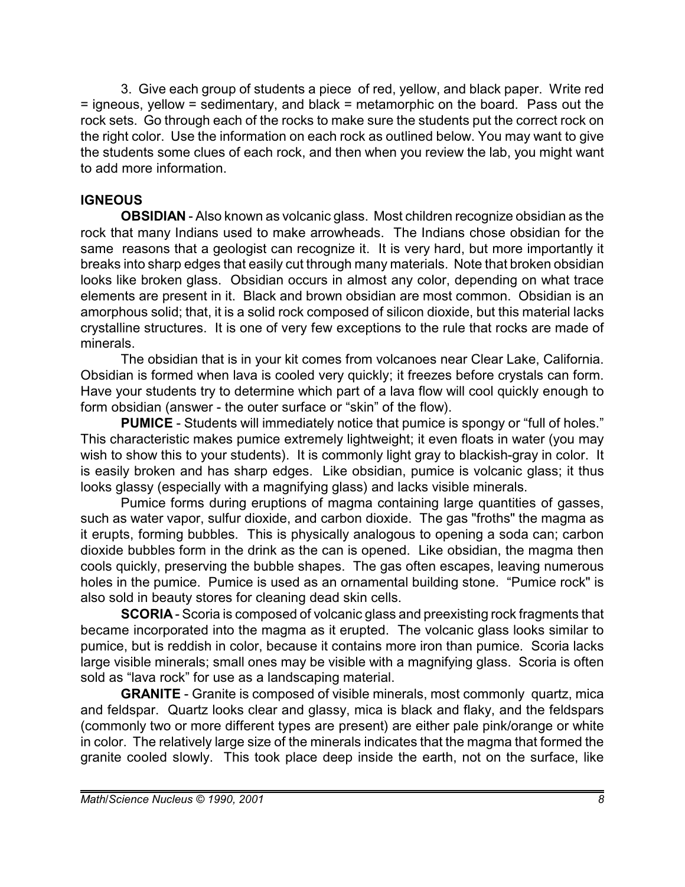3. Give each group of students a piece of red, yellow, and black paper. Write red = igneous, yellow = sedimentary, and black = metamorphic on the board. Pass out the rock sets. Go through each of the rocks to make sure the students put the correct rock on the right color. Use the information on each rock as outlined below. You may want to give the students some clues of each rock, and then when you review the lab, you might want to add more information.

**IGNEOUS**

**OBSIDIAN** - Also known as volcanic glass. Most children recognize obsidian as the rock that many Indians used to make arrowheads. The Indians chose obsidian for the same reasons that a geologist can recognize it. It is very hard, but more importantly it breaks into sharp edges that easily cut through many materials. Note that broken obsidian looks like broken glass. Obsidian occurs in almost any color, depending on what trace elements are present in it. Black and brown obsidian are most common. Obsidian is an amorphous solid; that, it is a solid rock composed of silicon dioxide, but this material lacks crystalline structures. It is one of very few exceptions to the rule that rocks are made of minerals.

The obsidian that is in your kit comes from volcanoes near Clear Lake, California. Obsidian is formed when lava is cooled very quickly; it freezes before crystals can form. Have your students try to determine which part of a lava flow will cool quickly enough to form obsidian (answer - the outer surface or "skin" of the flow).

**PUMICE** - Students will immediately notice that pumice is spongy or "full of holes." This characteristic makes pumice extremely lightweight; it even floats in water (you may wish to show this to your students). It is commonly light gray to blackish-gray in color. It is easily broken and has sharp edges. Like obsidian, pumice is volcanic glass; it thus looks glassy (especially with a magnifying glass) and lacks visible minerals.

Pumice forms during eruptions of magma containing large quantities of gasses, such as water vapor, sulfur dioxide, and carbon dioxide. The gas "froths" the magma as it erupts, forming bubbles. This is physically analogous to opening a soda can; carbon dioxide bubbles form in the drink as the can is opened. Like obsidian, the magma then cools quickly, preserving the bubble shapes. The gas often escapes, leaving numerous holes in the pumice. Pumice is used as an ornamental building stone. "Pumice rock" is also sold in beauty stores for cleaning dead skin cells.

**SCORIA** - Scoria is composed of volcanic glass and preexisting rock fragments that became incorporated into the magma as it erupted. The volcanic glass looks similar to pumice, but is reddish in color, because it contains more iron than pumice. Scoria lacks large visible minerals; small ones may be visible with a magnifying glass. Scoria is often sold as "lava rock" for use as a landscaping material.

**GRANITE** - Granite is composed of visible minerals, most commonly quartz, mica and feldspar. Quartz looks clear and glassy, mica is black and flaky, and the feldspars (commonly two or more different types are present) are either pale pink/orange or white in color. The relatively large size of the minerals indicates that the magma that formed the granite cooled slowly. This took place deep inside the earth, not on the surface, like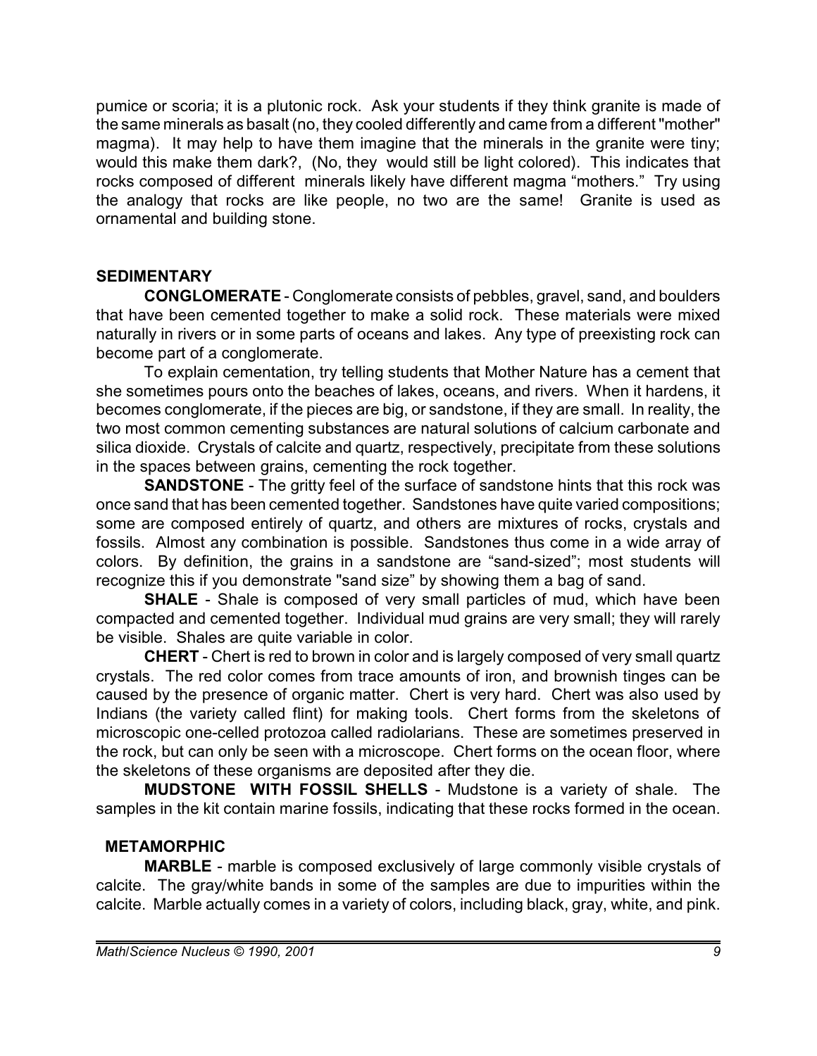pumice or scoria; it is a plutonic rock. Ask your students if they think granite is made of the same minerals as basalt (no, they cooled differently and came from a different "mother" magma). It may help to have them imagine that the minerals in the granite were tiny; would this make them dark?, (No, they would still be light colored). This indicates that rocks composed of different minerals likely have different magma “mothers.” Try using the analogy that rocks are like people, no two are the same! Granite is used as ornamental and building stone.

## SEDIMENTARY

**CONGLOMERATE** - Conglomerate consists of pebbles, gravel, sand, and boulders that have been cemented together to make a solid rock. These materials were mixed naturally in rivers or in some parts of oceans and lakes. Any type of preexisting rock can become part of a conglomerate.

To explain cementation, try telling students that Mother Nature has a cement that she sometimes pours onto the beaches of lakes, oceans, and rivers. When it hardens, it becomes conglomerate, if the pieces are big, or sandstone, if they are small. In reality, the two most common cementing substances are natural solutions of calcium carbonate and silica dioxide. Crystals of calcite and quartz, respectively, precipitate from these solutions in the spaces between grains, cementing the rock together.

**SANDSTONE** - The gritty feel of the surface of sandstone hints that this rock was once sand that has been cemented together. Sandstones have quite varied compositions; some are composed entirely of quartz, and others are mixtures of rocks, crystals and fossils. Almost any combination is possible. Sandstones thus come in a wide array of colors. By definition, the grains in a sandstone are “sand-sized”; most students will recognize this if you demonstrate "sand size” by showing them a bag of sand.

**SHALE** - Shale is composed of very small particles of mud, which have been compacted and cemented together. Individual mud grains are very small; they will rarely be visible. Shales are quite variable in color.

**CHERT** - Chert is red to brown in color and is largely composed of very small quartz crystals. The red color comes from trace amounts of iron, and brownish tinges can be caused by the presence of organic matter. Chert is very hard. Chert was also used by Indians (the variety called flint) for making tools. Chert forms from the skeletons of microscopic one-celled protozoa called radiolarians. These are sometimes preserved in the rock, but can only be seen with a microscope. Chert forms on the ocean floor, where the skeletons of these organisms are deposited after they die.

**MUDSTONE WITH FOSSIL SHELLS** - Mudstone is a variety of shale. The samples in the kit contain marine fossils, indicating that these rocks formed in the ocean.

## METAMORPHIC

**MARBLE** - marble is composed exclusively of large commonly visible crystals of calcite. The gray/white bands in some of the samples are due to impurities within the calcite. Marble actually comes in a variety of colors, including black, gray, white, and pink.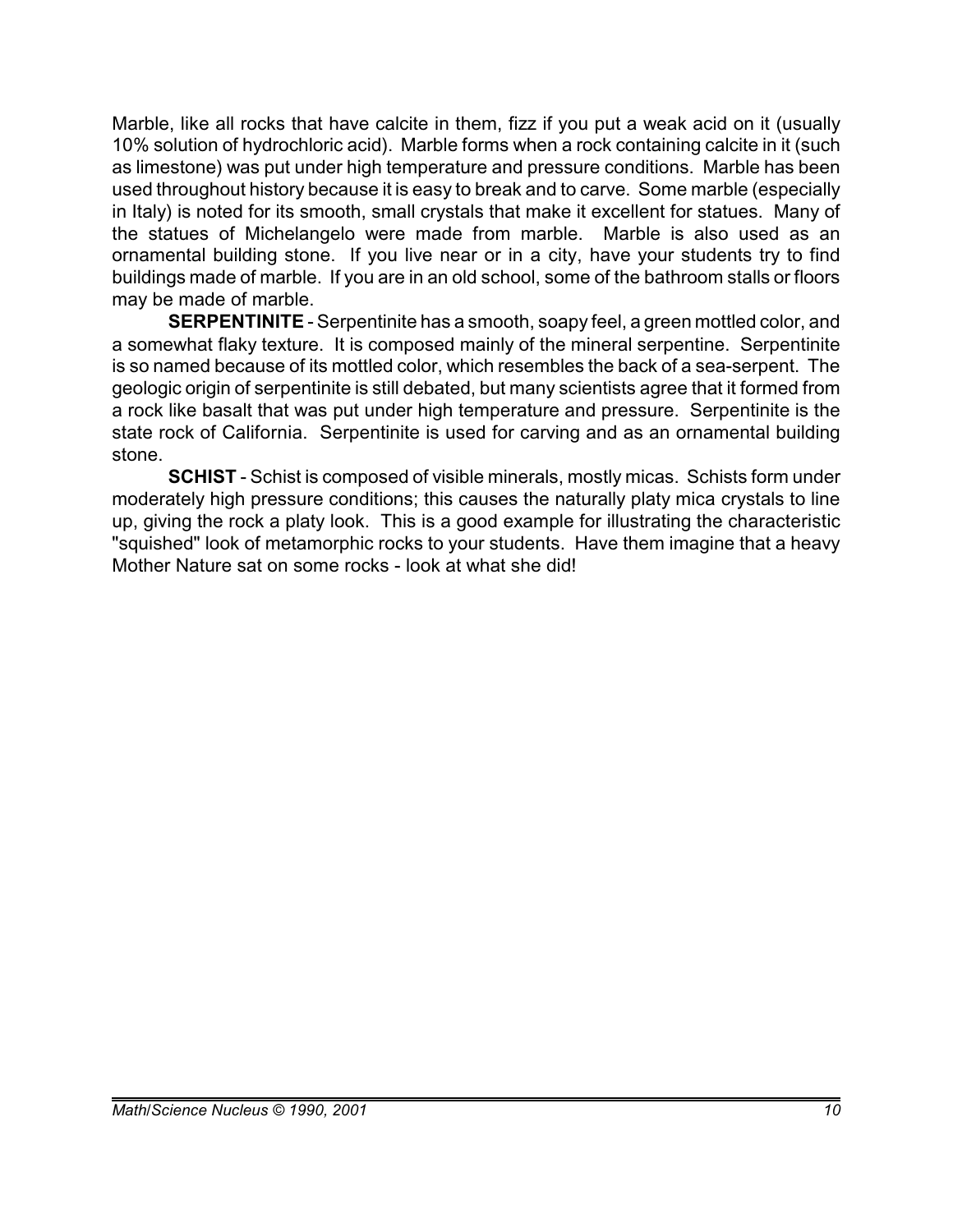Marble, like all rocks that have calcite in them, fizz if you put a weak acid on it (usually 10% solution of hydrochloric acid). Marble forms when a rock containing calcite in it (such as limestone) was put under high temperature and pressure conditions. Marble has been used throughout history because it is easy to break and to carve. Some marble (especially in Italy) is noted for its smooth, small crystals that make it excellent for statues. Many of the statues of Michelangelo were made from marble. Marble is also used as an ornamental building stone. If you live near or in a city, have your students try to find buildings made of marble. If you are in an old school, some of the bathroom stalls or floors may be made of marble.

**SERPENTINITE** - Serpentinite has a smooth, soapy feel, a green mottled color, and a somewhat flaky texture. It is composed mainly of the mineral serpentine. Serpentinite is so named because of its mottled color, which resembles the back of a sea-serpent. The geologic origin of serpentinite is still debated, but many scientists agree that it formed from a rock like basalt that was put under high temperature and pressure. Serpentinite is the state rock of California. Serpentinite is used for carving and as an ornamental building stone.

**SCHIST** - Schist is composed of visible minerals, mostly micas. Schists form under moderately high pressure conditions; this causes the naturally platy mica crystals to line up, giving the rock a platy look. This is a good example for illustrating the characteristic "squished" look of metamorphic rocks to your students. Have them imagine that a heavy Mother Nature sat on some rocks - look at what she did!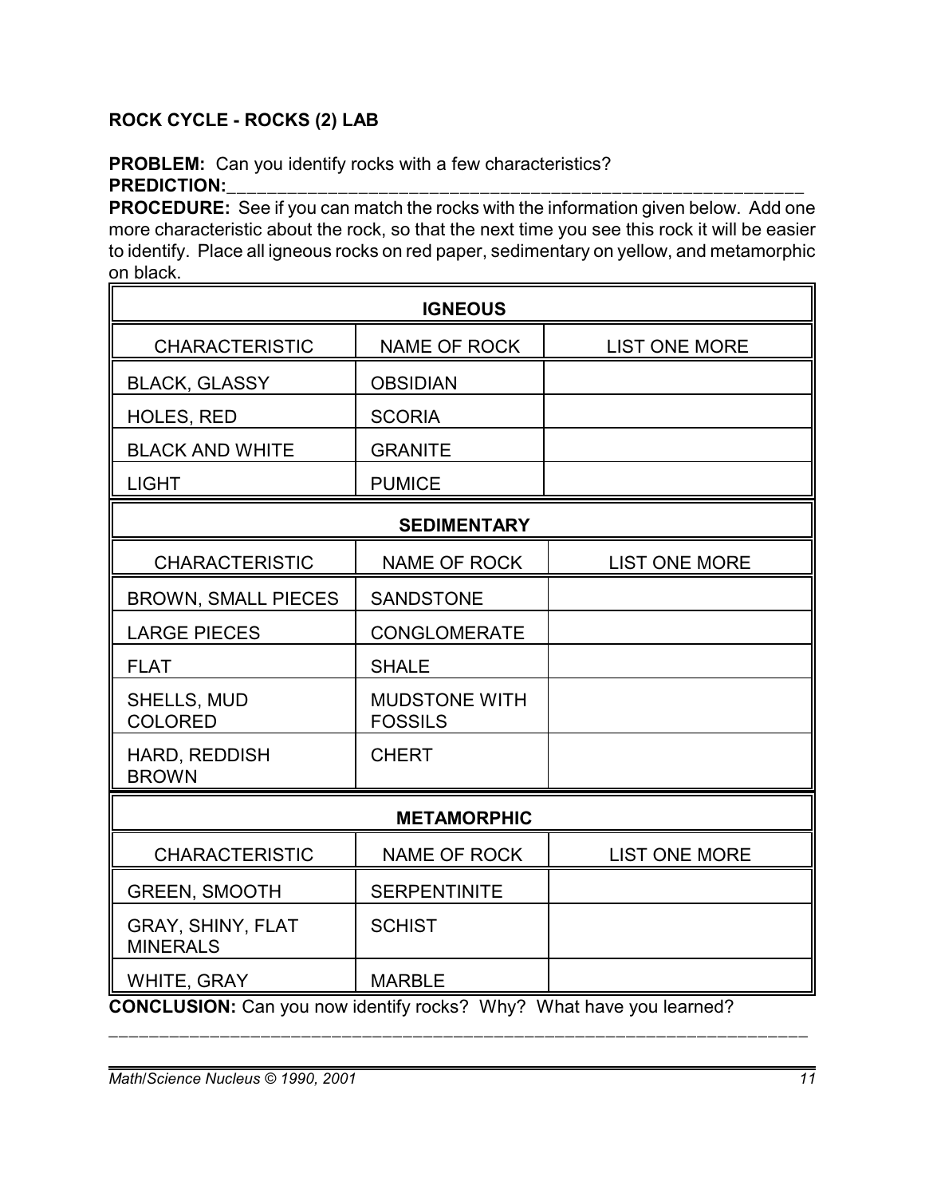## ROCK CYCLE - ROCKS (2) LAB

**PROBLEM:** Can you identify rocks with a few characteristics?

**PREDICTION:**_______________________________________________________________

**PROCEDURE:** See if you can match the rocks with the information given below. Add one more characteristic about the rock, so that the next time you see this rock it will be easier to identify. Place all igneous rocks on red paper, sedimentary on yellow, and metamorphic on black.

| **IGNEOUS** | | |
|---|---|---|
| CHARACTERISTIC | NAME OF ROCK | LIST ONE MORE |
| BLACK, GLASSY | OBSIDIAN | |
| HOLES, RED | SCORIA | |
| BLACK AND WHITE | GRANITE | |
| LIGHT | PUMICE | |
| **SEDIMENTARY** | | |
| CHARACTERISTIC | NAME OF ROCK | LIST ONE MORE |
| BROWN, SMALL PIECES | SANDSTONE | |
| LARGE PIECES | CONGLOMERATE | |
| FLAT | SHALE | |
| SHELLS, MUD COLORED | MUDSTONE WITH FOSSILS | |
| HARD, REDDISH BROWN | CHERT | |
| **METAMORPHIC** | | |
| CHARACTERISTIC | NAME OF ROCK | LIST ONE MORE |
| GREEN, SMOOTH | SERPENTINITE | |
| GRAY, SHINY, FLAT MINERALS | SCHIST | |
| WHITE, GRAY | MARBLE | |

**CONCLUSION:** Can you now identify rocks? Why? What have you learned?

______________________________________________________________________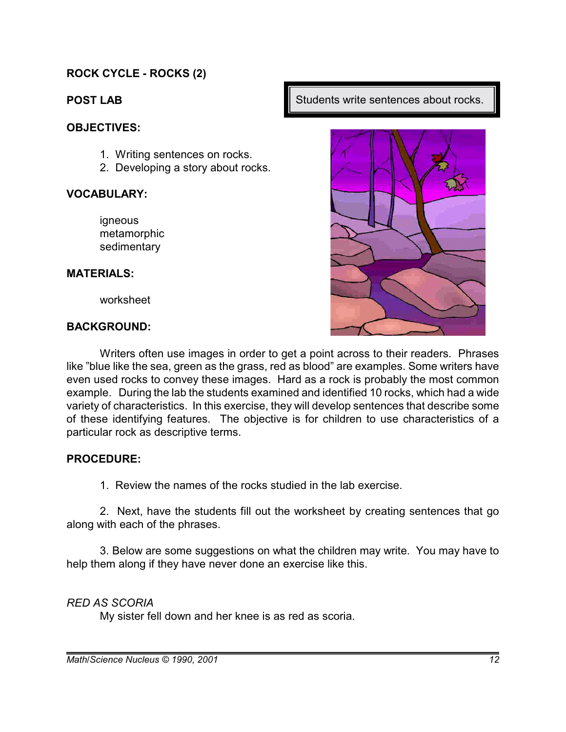## ROCK CYCLE - ROCKS (2)

**POST LAB**

Students write sentences about rocks.

**OBJECTIVES:**

1. Writing sentences on rocks.
2. Developing a story about rocks.

**VOCABULARY:**

igneous
metamorphic
sedimentary

**MATERIALS:**

worksheet

**BACKGROUND:**

Writers often use images in order to get a point across to their readers. Phrases like "blue like the sea, green as the grass, red as blood" are examples. Some writers have even used rocks to convey these images. Hard as a rock is probably the most common example. During the lab the students examined and identified 10 rocks, which had a wide variety of characteristics. In this exercise, they will develop sentences that describe some of these identifying features. The objective is for children to use characteristics of a particular rock as descriptive terms.

**PROCEDURE:**

1. Review the names of the rocks studied in the lab exercise.

2. Next, have the students fill out the worksheet by creating sentences that go along with each of the phrases.

3. Below are some suggestions on what the children may write. You may have to help them along if they have never done an exercise like this.

*RED AS SCORIA*
My sister fell down and her knee is as red as scoria.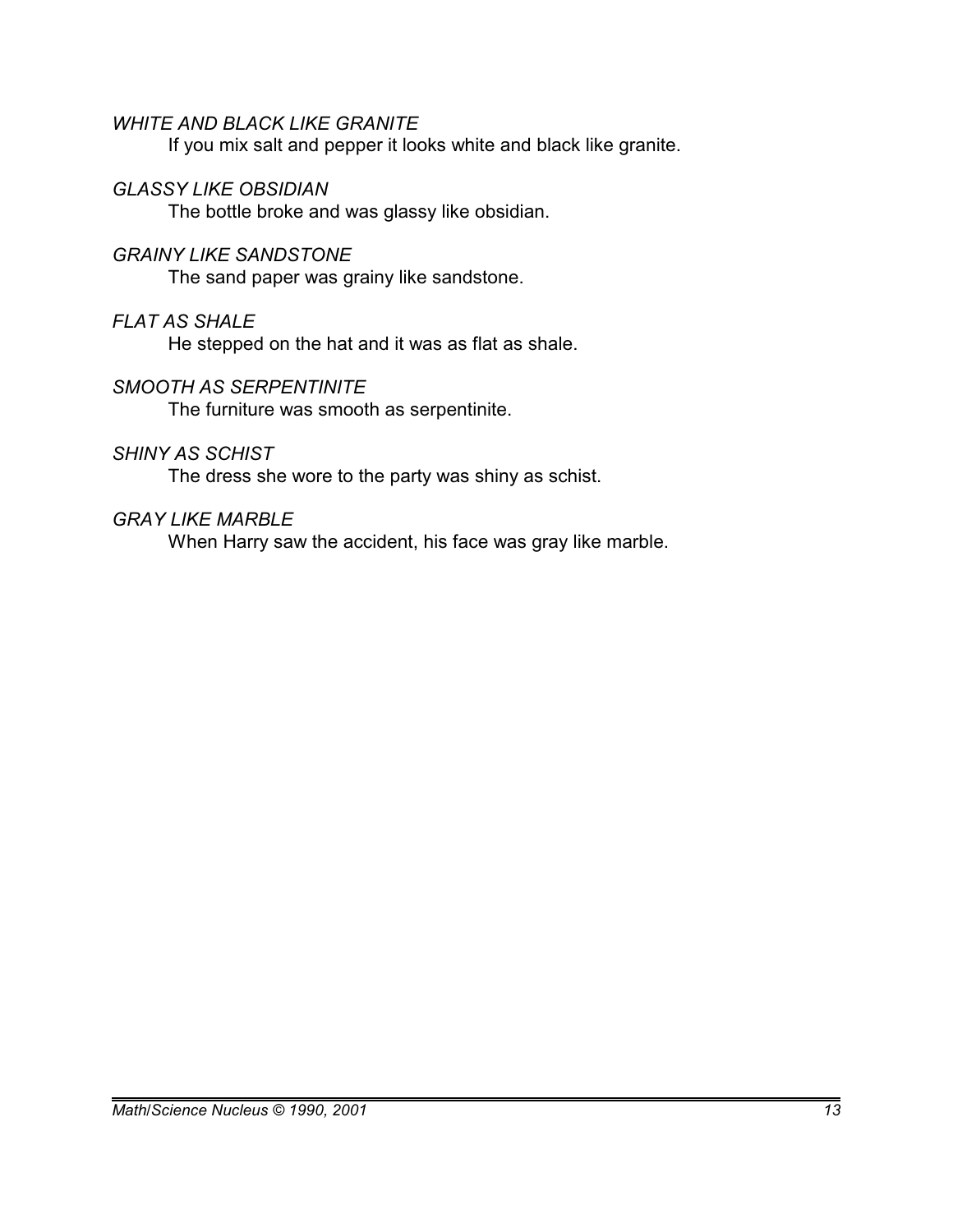*WHITE AND BLACK LIKE GRANITE*

If you mix salt and pepper it looks white and black like granite.

*GLASSY LIKE OBSIDIAN*

The bottle broke and was glassy like obsidian.

*GRAINY LIKE SANDSTONE*

The sand paper was grainy like sandstone.

*FLAT AS SHALE*

He stepped on the hat and it was as flat as shale.

*SMOOTH AS SERPENTINITE*

The furniture was smooth as serpentinite.

*SHINY AS SCHIST*

The dress she wore to the party was shiny as schist.

*GRAY LIKE MARBLE*

When Harry saw the accident, his face was gray like marble.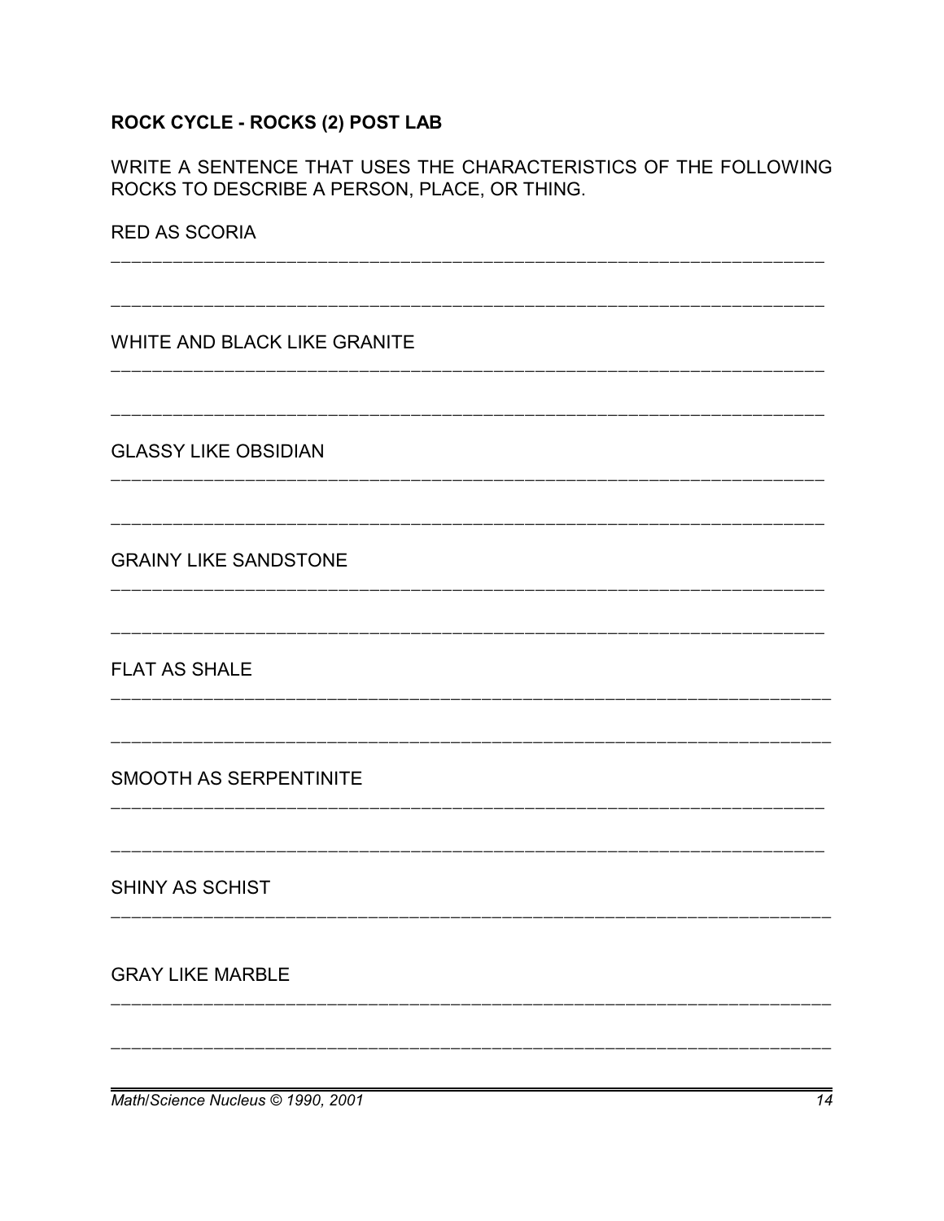**ROCK CYCLE - ROCKS (2) POST LAB**

WRITE A SENTENCE THAT USES THE CHARACTERISTICS OF THE FOLLOWING ROCKS TO DESCRIBE A PERSON, PLACE, OR THING.

RED AS SCORIA

______________________________________________________________________

______________________________________________________________________

WHITE AND BLACK LIKE GRANITE

______________________________________________________________________

______________________________________________________________________

GLASSY LIKE OBSIDIAN

______________________________________________________________________

______________________________________________________________________

GRAINY LIKE SANDSTONE

______________________________________________________________________

______________________________________________________________________

FLAT AS SHALE

______________________________________________________________________

______________________________________________________________________

SMOOTH AS SERPENTINITE

______________________________________________________________________

______________________________________________________________________

SHINY AS SCHIST

______________________________________________________________________

GRAY LIKE MARBLE

______________________________________________________________________

______________________________________________________________________

*Math/Science Nucleus © 1990, 2001*